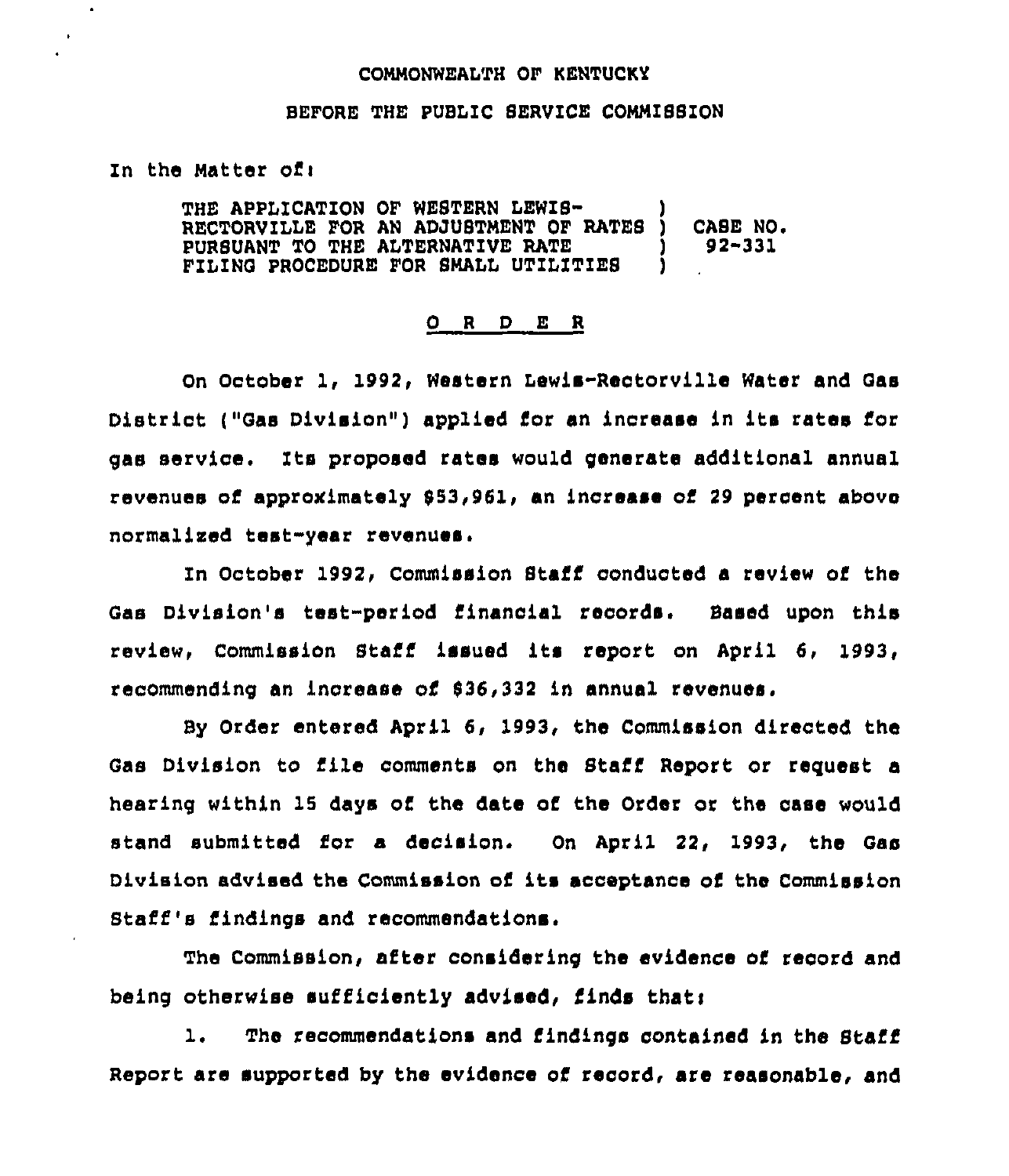COMMONWEALTH OF KENTUCKY

BEFORE THE PUBLIC SERVICE COMMISSION

In the Matter of:

| | | |
|---|---|---|
| THE APPLICATION OF WESTERN LEWIS-RECTORVILLE FOR AN ADJUSTMENT OF RATES PURSUANT TO THE ALTERNATIVE RATE FILING PROCEDURE FOR SMALL UTILITIES | ) | CASE NO. 92-331 |

O R D E R

On October 1, 1992, Western Lewis-Rectorville Water and Gas District ("Gas Division") applied for an increase in its rates for gas service. Its proposed rates would generate additional annual revenues of approximately $53,961, an increase of 29 percent above normalized test-year revenues.

In October 1992, Commission Staff conducted a review of the Gas Division's test-period financial records. Based upon this review, Commission Staff issued its report on April 6, 1993, recommending an increase of $36,332 in annual revenues.

By Order entered April 6, 1993, the Commission directed the Gas Division to file comments on the Staff Report or request a hearing within 15 days of the date of the Order or the case would stand submitted for a decision. On April 22, 1993, the Gas Division advised the Commission of its acceptance of the Commission Staff's findings and recommendations.

The Commission, after considering the evidence of record and being otherwise sufficiently advised, finds that:

1. The recommendations and findings contained in the Staff Report are supported by the evidence of record, are reasonable, and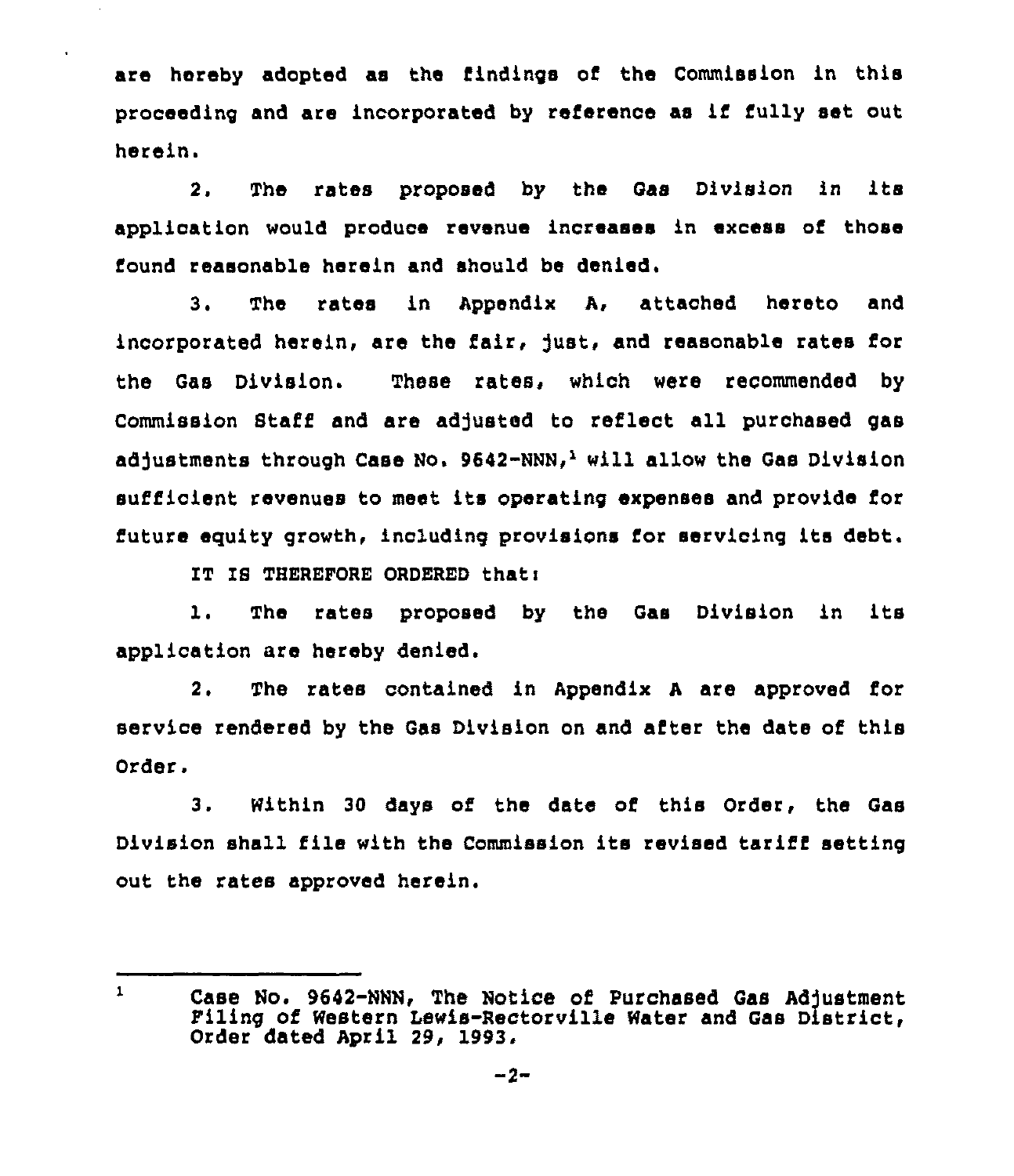are hereby adopted as the findings of the Commission in this proceeding and are incorporated by reference as if fully set out herein.

2. The rates proposed by the Gas Division in its application would produce revenue increases in excess of those found reasonable herein and should be denied.

3. The rates in Appendix A, attached hereto and incorporated herein, are the fair, just, and reasonable rates for the Gas Division. These rates, which were recommended by Commission Staff and are adjusted to reflect all purchased gas adjustments through Case No. 9642-NNN,[1] will allow the Gas Division sufficient revenues to meet its operating expenses and provide for future equity growth, including provisions for servicing its debt.

IT IS THEREFORE ORDERED that:

1. The rates proposed by the Gas Division in its application are hereby denied.

2. The rates contained in Appendix A are approved for service rendered by the Gas Division on and after the date of this Order.

3. Within 30 days of the date of this Order, the Gas Division shall file with the Commission its revised tariff setting out the rates approved herein.

---

[1] Case No. 9642-NNN, The Notice of Purchased Gas Adjustment Filing of Western Lewis-Rectorville Water and Gas District, Order dated April 29, 1993.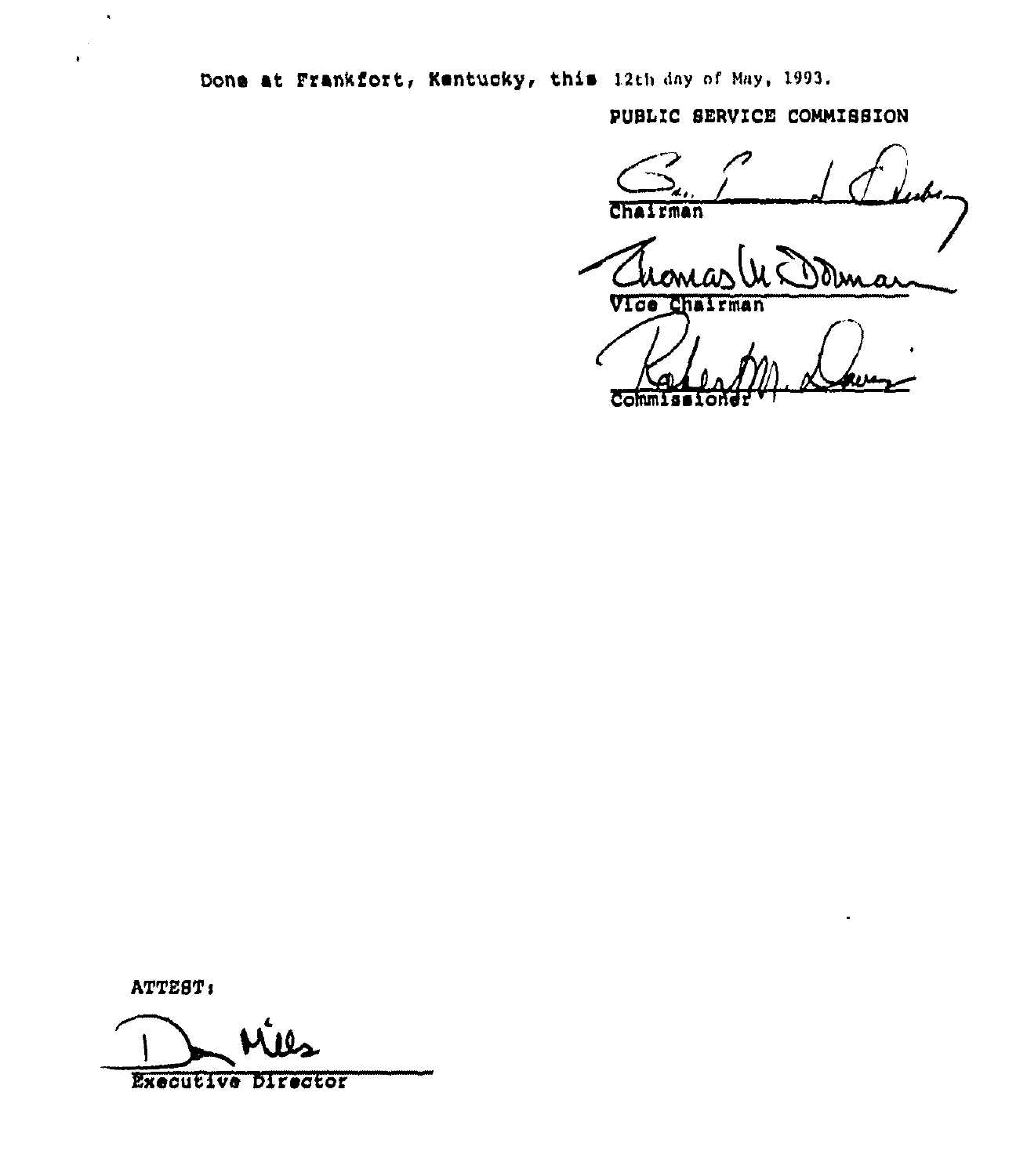Done at Frankfort, Kentucky, this 12th day of May, 1993.

PUBLIC SERVICE COMMISSION

Chairman

Vice Chairman

Commissioner

ATTEST:

Executive Director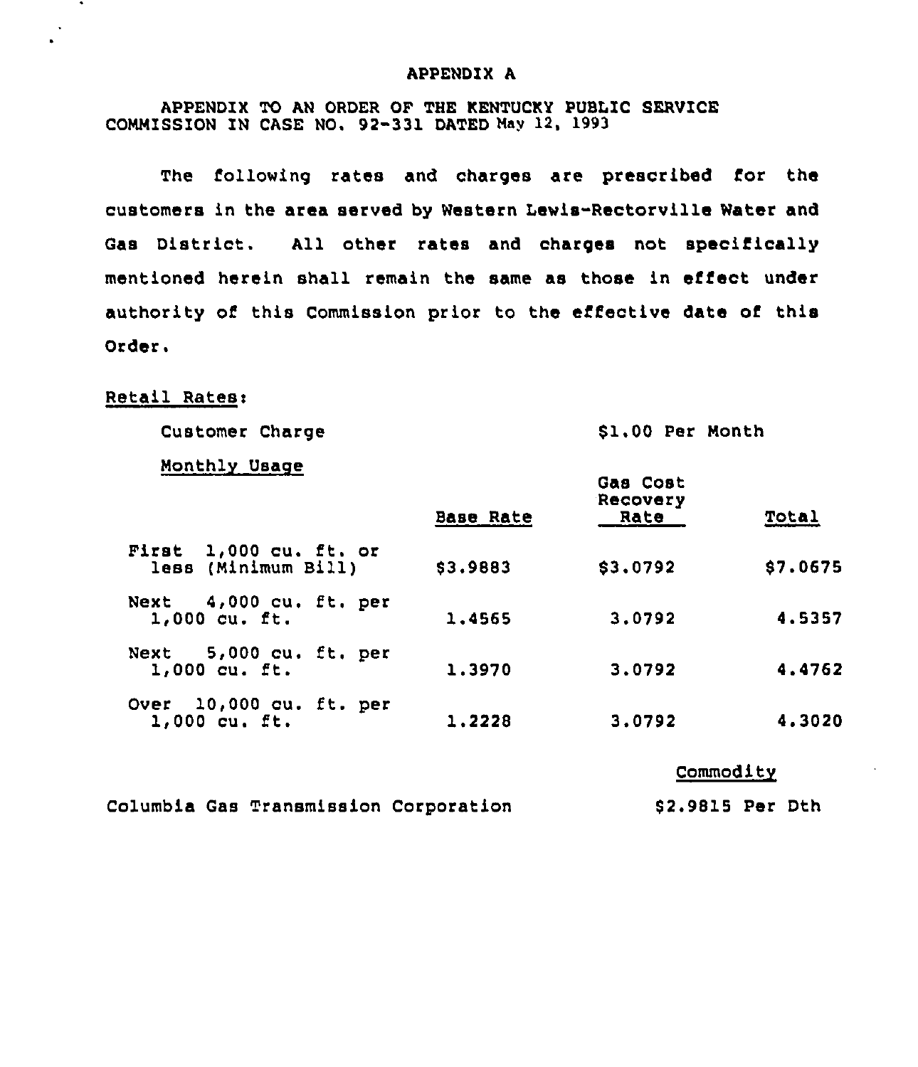# APPENDIX A

APPENDIX TO AN ORDER OF THE KENTUCKY PUBLIC SERVICE COMMISSION IN CASE NO. 92-331 DATED May 12, 1993

The following rates and charges are prescribed for the customers in the area served by Western Lewis-Rectorville Water and Gas District. All other rates and charges not specifically mentioned herein shall remain the same as those in effect under authority of this Commission prior to the effective date of this Order.

Retail Rates:

Customer Charge $1.00 Per Month

Monthly Usage

| | Base Rate | Gas Cost Recovery Rate | Total |
|---|---|---|---|
| First 1,000 cu. ft. or less (Minimum Bill) | $3.9883 | $3.0792 | $7.0675 |
| Next 4,000 cu. ft. per 1,000 cu. ft. | 1.4565 | 3.0792 | 4.5357 |
| Next 5,000 cu. ft. per 1,000 cu. ft. | 1.3970 | 3.0792 | 4.4762 |
| Over 10,000 cu. ft. per 1,000 cu. ft. | 1.2228 | 3.0792 | 4.3020 |

| | Commodity |
|---|---|
| Columbia Gas Transmission Corporation | $2.9815 Per Dth |